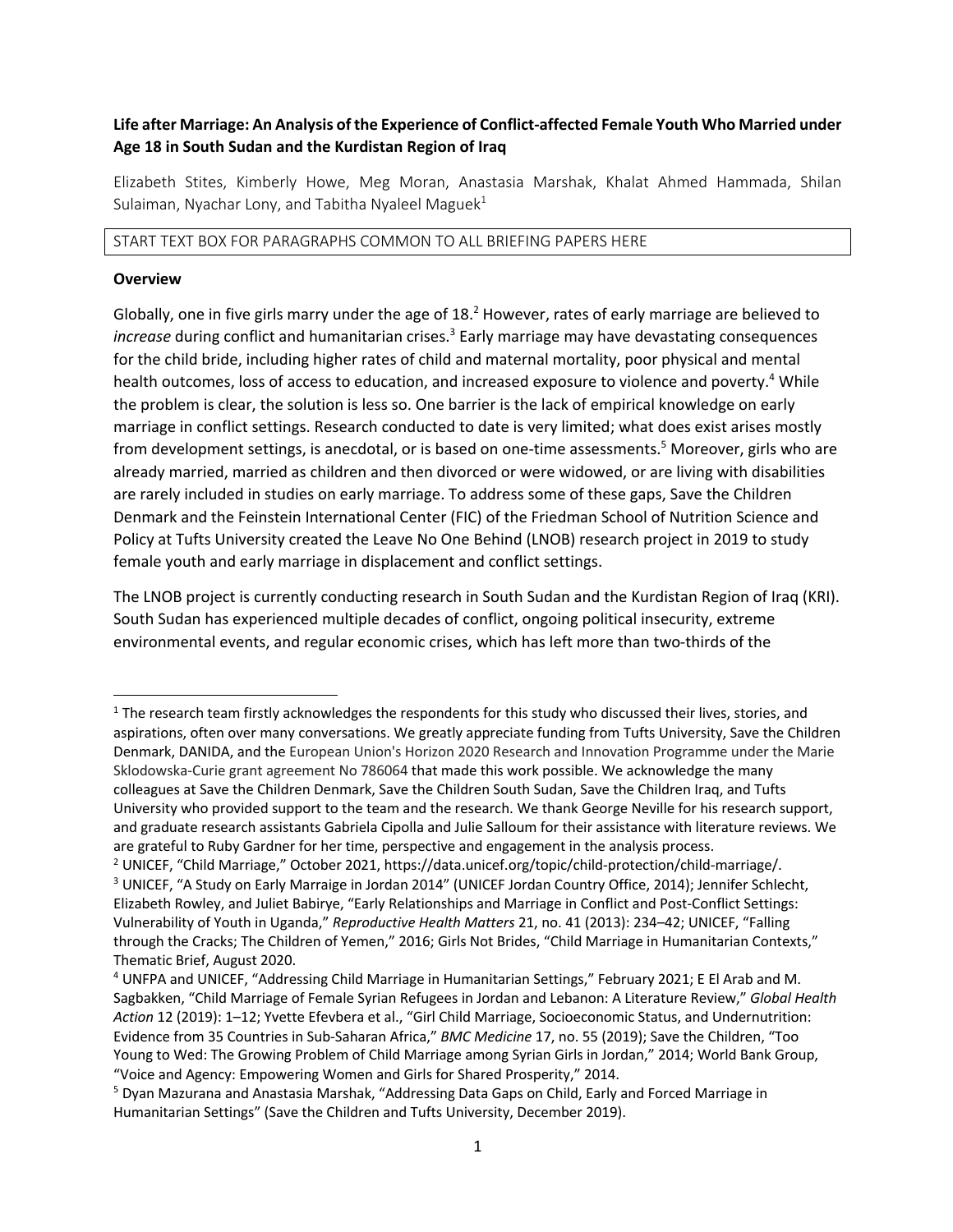**Life after Marriage: An Analysis of the Experience of Conflict-affected Female Youth Who Married under Age 18 in South Sudan and the Kurdistan Region of Iraq**

Elizabeth Stites, Kimberly Howe, Meg Moran, Anastasia Marshak, Khalat Ahmed Hammada, Shilan Sulaiman, Nyachar Lony, and Tabitha Nyaleel Maguek[1]

START TEXT BOX FOR PARAGRAPHS COMMON TO ALL BRIEFING PAPERS HERE

**Overview**

Globally, one in five girls marry under the age of 18.[2] However, rates of early marriage are believed to *increase* during conflict and humanitarian crises.[3] Early marriage may have devastating consequences for the child bride, including higher rates of child and maternal mortality, poor physical and mental health outcomes, loss of access to education, and increased exposure to violence and poverty.[4] While the problem is clear, the solution is less so. One barrier is the lack of empirical knowledge on early marriage in conflict settings. Research conducted to date is very limited; what does exist arises mostly from development settings, is anecdotal, or is based on one-time assessments.[5] Moreover, girls who are already married, married as children and then divorced or were widowed, or are living with disabilities are rarely included in studies on early marriage. To address some of these gaps, Save the Children Denmark and the Feinstein International Center (FIC) of the Friedman School of Nutrition Science and Policy at Tufts University created the Leave No One Behind (LNOB) research project in 2019 to study female youth and early marriage in displacement and conflict settings.

The LNOB project is currently conducting research in South Sudan and the Kurdistan Region of Iraq (KRI). South Sudan has experienced multiple decades of conflict, ongoing political insecurity, extreme environmental events, and regular economic crises, which has left more than two-thirds of the

---

[1] The research team firstly acknowledges the respondents for this study who discussed their lives, stories, and aspirations, often over many conversations. We greatly appreciate funding from Tufts University, Save the Children Denmark, DANIDA, and the European Union's Horizon 2020 Research and Innovation Programme under the Marie Sklodowska-Curie grant agreement No 786064 that made this work possible. We acknowledge the many colleagues at Save the Children Denmark, Save the Children South Sudan, Save the Children Iraq, and Tufts University who provided support to the team and the research. We thank George Neville for his research support, and graduate research assistants Gabriela Cipolla and Julie Salloum for their assistance with literature reviews. We are grateful to Ruby Gardner for her time, perspective and engagement in the analysis process.

[2] UNICEF, "Child Marriage," October 2021, https://data.unicef.org/topic/child-protection/child-marriage/.

[3] UNICEF, "A Study on Early Marraige in Jordan 2014" (UNICEF Jordan Country Office, 2014); Jennifer Schlecht, Elizabeth Rowley, and Juliet Babirye, "Early Relationships and Marriage in Conflict and Post-Conflict Settings: Vulnerability of Youth in Uganda," *Reproductive Health Matters* 21, no. 41 (2013): 234–42; UNICEF, "Falling through the Cracks; The Children of Yemen," 2016; Girls Not Brides, "Child Marriage in Humanitarian Contexts," Thematic Brief, August 2020.

[4] UNFPA and UNICEF, "Addressing Child Marriage in Humanitarian Settings," February 2021; E El Arab and M. Sagbakken, "Child Marriage of Female Syrian Refugees in Jordan and Lebanon: A Literature Review," *Global Health Action* 12 (2019): 1–12; Yvette Efevbera et al., "Girl Child Marriage, Socioeconomic Status, and Undernutrition: Evidence from 35 Countries in Sub-Saharan Africa," *BMC Medicine* 17, no. 55 (2019); Save the Children, "Too Young to Wed: The Growing Problem of Child Marriage among Syrian Girls in Jordan," 2014; World Bank Group, "Voice and Agency: Empowering Women and Girls for Shared Prosperity," 2014.

[5] Dyan Mazurana and Anastasia Marshak, "Addressing Data Gaps on Child, Early and Forced Marriage in Humanitarian Settings" (Save the Children and Tufts University, December 2019).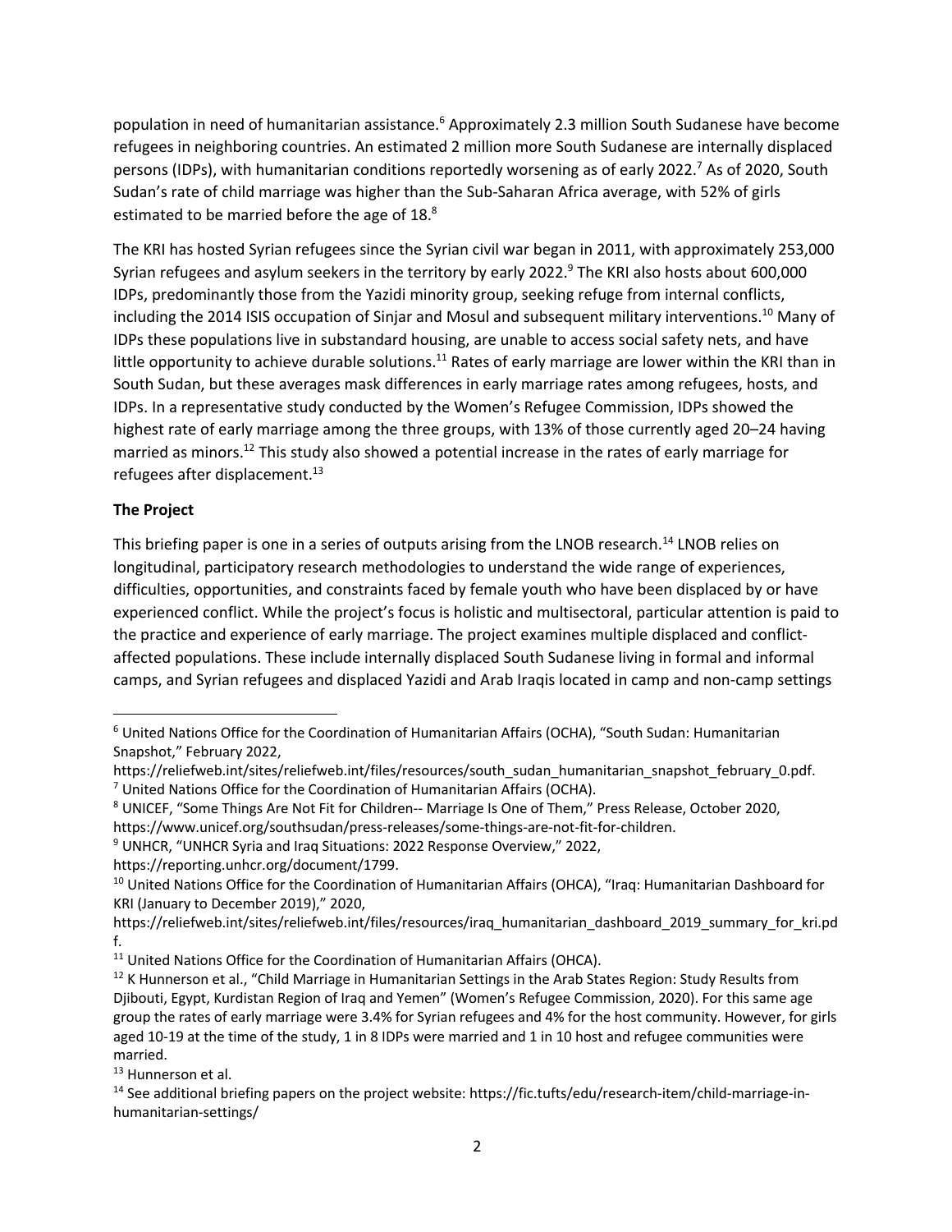population in need of humanitarian assistance.[6] Approximately 2.3 million South Sudanese have become refugees in neighboring countries. An estimated 2 million more South Sudanese are internally displaced persons (IDPs), with humanitarian conditions reportedly worsening as of early 2022.[7] As of 2020, South Sudan's rate of child marriage was higher than the Sub-Saharan Africa average, with 52% of girls estimated to be married before the age of 18.[8]

The KRI has hosted Syrian refugees since the Syrian civil war began in 2011, with approximately 253,000 Syrian refugees and asylum seekers in the territory by early 2022.[9] The KRI also hosts about 600,000 IDPs, predominantly those from the Yazidi minority group, seeking refuge from internal conflicts, including the 2014 ISIS occupation of Sinjar and Mosul and subsequent military interventions.[10] Many of IDPs these populations live in substandard housing, are unable to access social safety nets, and have little opportunity to achieve durable solutions.[11] Rates of early marriage are lower within the KRI than in South Sudan, but these averages mask differences in early marriage rates among refugees, hosts, and IDPs. In a representative study conducted by the Women's Refugee Commission, IDPs showed the highest rate of early marriage among the three groups, with 13% of those currently aged 20–24 having married as minors.[12] This study also showed a potential increase in the rates of early marriage for refugees after displacement.[13]

**The Project**

This briefing paper is one in a series of outputs arising from the LNOB research.[14] LNOB relies on longitudinal, participatory research methodologies to understand the wide range of experiences, difficulties, opportunities, and constraints faced by female youth who have been displaced by or have experienced conflict. While the project's focus is holistic and multisectoral, particular attention is paid to the practice and experience of early marriage. The project examines multiple displaced and conflict-affected populations. These include internally displaced South Sudanese living in formal and informal camps, and Syrian refugees and displaced Yazidi and Arab Iraqis located in camp and non-camp settings

---

[6] United Nations Office for the Coordination of Humanitarian Affairs (OCHA), "South Sudan: Humanitarian Snapshot," February 2022, https://reliefweb.int/sites/reliefweb.int/files/resources/south_sudan_humanitarian_snapshot_february_0.pdf.

[7] United Nations Office for the Coordination of Humanitarian Affairs (OCHA).

[8] UNICEF, "Some Things Are Not Fit for Children-- Marriage Is One of Them," Press Release, October 2020, https://www.unicef.org/southsudan/press-releases/some-things-are-not-fit-for-children.

[9] UNHCR, "UNHCR Syria and Iraq Situations: 2022 Response Overview," 2022, https://reporting.unhcr.org/document/1799.

[10] United Nations Office for the Coordination of Humanitarian Affairs (OHCA), "Iraq: Humanitarian Dashboard for KRI (January to December 2019)," 2020, https://reliefweb.int/sites/reliefweb.int/files/resources/iraq_humanitarian_dashboard_2019_summary_for_kri.pdf.

[11] United Nations Office for the Coordination of Humanitarian Affairs (OHCA).

[12] K Hunnerson et al., "Child Marriage in Humanitarian Settings in the Arab States Region: Study Results from Djibouti, Egypt, Kurdistan Region of Iraq and Yemen" (Women's Refugee Commission, 2020). For this same age group the rates of early marriage were 3.4% for Syrian refugees and 4% for the host community. However, for girls aged 10-19 at the time of the study, 1 in 8 IDPs were married and 1 in 10 host and refugee communities were married.

[13] Hunnerson et al.

[14] See additional briefing papers on the project website: https://fic.tufts/edu/research-item/child-marriage-in-humanitarian-settings/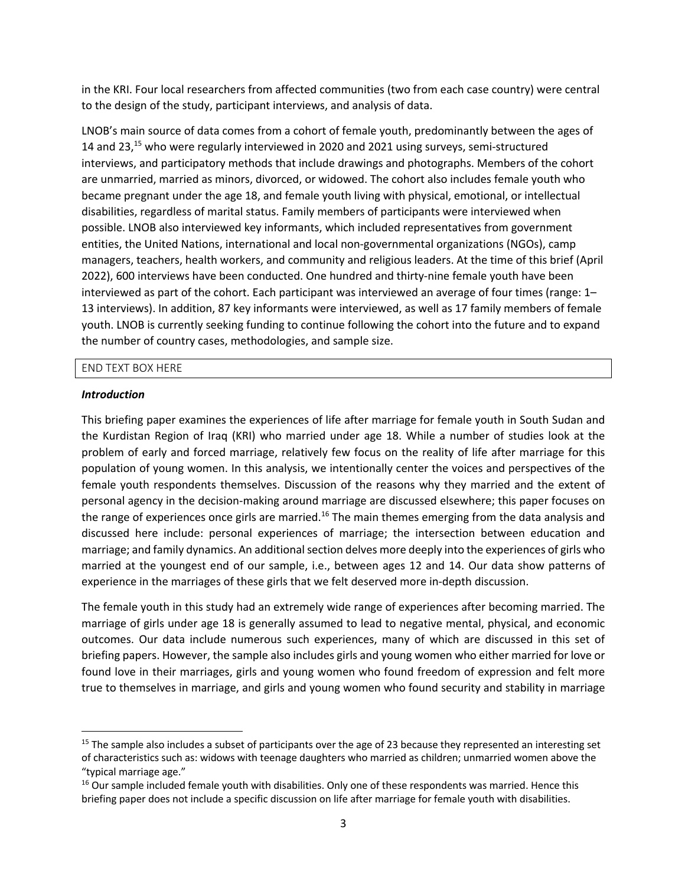in the KRI. Four local researchers from affected communities (two from each case country) were central to the design of the study, participant interviews, and analysis of data.

LNOB's main source of data comes from a cohort of female youth, predominantly between the ages of 14 and 23,[15] who were regularly interviewed in 2020 and 2021 using surveys, semi-structured interviews, and participatory methods that include drawings and photographs. Members of the cohort are unmarried, married as minors, divorced, or widowed. The cohort also includes female youth who became pregnant under the age 18, and female youth living with physical, emotional, or intellectual disabilities, regardless of marital status. Family members of participants were interviewed when possible. LNOB also interviewed key informants, which included representatives from government entities, the United Nations, international and local non-governmental organizations (NGOs), camp managers, teachers, health workers, and community and religious leaders. At the time of this brief (April 2022), 600 interviews have been conducted. One hundred and thirty-nine female youth have been interviewed as part of the cohort. Each participant was interviewed an average of four times (range: 1–13 interviews). In addition, 87 key informants were interviewed, as well as 17 family members of female youth. LNOB is currently seeking funding to continue following the cohort into the future and to expand the number of country cases, methodologies, and sample size.

END TEXT BOX HERE

***Introduction***

This briefing paper examines the experiences of life after marriage for female youth in South Sudan and the Kurdistan Region of Iraq (KRI) who married under age 18. While a number of studies look at the problem of early and forced marriage, relatively few focus on the reality of life after marriage for this population of young women. In this analysis, we intentionally center the voices and perspectives of the female youth respondents themselves. Discussion of the reasons why they married and the extent of personal agency in the decision-making around marriage are discussed elsewhere; this paper focuses on the range of experiences once girls are married.[16] The main themes emerging from the data analysis and discussed here include: personal experiences of marriage; the intersection between education and marriage; and family dynamics. An additional section delves more deeply into the experiences of girls who married at the youngest end of our sample, i.e., between ages 12 and 14. Our data show patterns of experience in the marriages of these girls that we felt deserved more in-depth discussion.

The female youth in this study had an extremely wide range of experiences after becoming married. The marriage of girls under age 18 is generally assumed to lead to negative mental, physical, and economic outcomes. Our data include numerous such experiences, many of which are discussed in this set of briefing papers. However, the sample also includes girls and young women who either married for love or found love in their marriages, girls and young women who found freedom of expression and felt more true to themselves in marriage, and girls and young women who found security and stability in marriage

---

[15] The sample also includes a subset of participants over the age of 23 because they represented an interesting set of characteristics such as: widows with teenage daughters who married as children; unmarried women above the "typical marriage age."

[16] Our sample included female youth with disabilities. Only one of these respondents was married. Hence this briefing paper does not include a specific discussion on life after marriage for female youth with disabilities.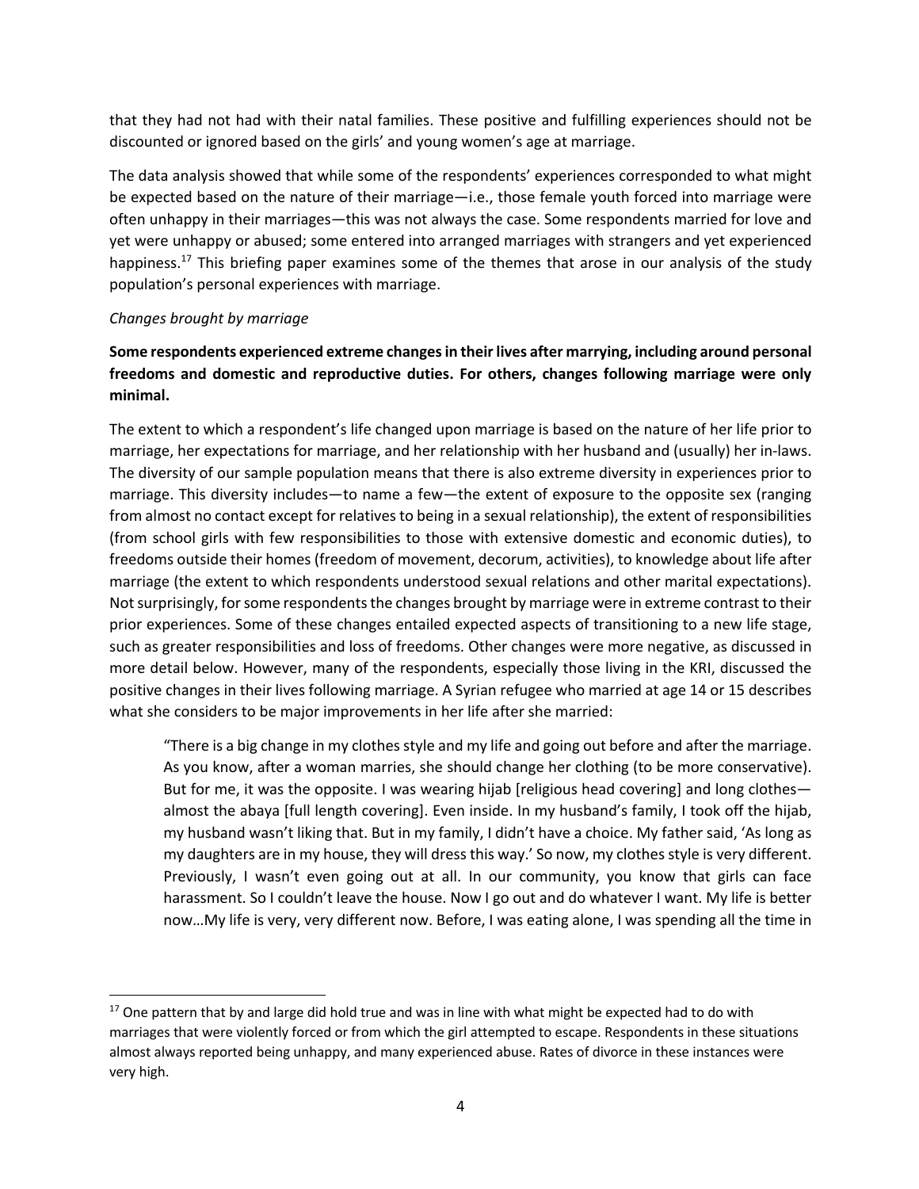that they had not had with their natal families. These positive and fulfilling experiences should not be discounted or ignored based on the girls' and young women's age at marriage.

The data analysis showed that while some of the respondents' experiences corresponded to what might be expected based on the nature of their marriage—i.e., those female youth forced into marriage were often unhappy in their marriages—this was not always the case. Some respondents married for love and yet were unhappy or abused; some entered into arranged marriages with strangers and yet experienced happiness.[17] This briefing paper examines some of the themes that arose in our analysis of the study population's personal experiences with marriage.

*Changes brought by marriage*

**Some respondents experienced extreme changes in their lives after marrying, including around personal freedoms and domestic and reproductive duties. For others, changes following marriage were only minimal.**

The extent to which a respondent's life changed upon marriage is based on the nature of her life prior to marriage, her expectations for marriage, and her relationship with her husband and (usually) her in-laws. The diversity of our sample population means that there is also extreme diversity in experiences prior to marriage. This diversity includes—to name a few—the extent of exposure to the opposite sex (ranging from almost no contact except for relatives to being in a sexual relationship), the extent of responsibilities (from school girls with few responsibilities to those with extensive domestic and economic duties), to freedoms outside their homes (freedom of movement, decorum, activities), to knowledge about life after marriage (the extent to which respondents understood sexual relations and other marital expectations). Not surprisingly, for some respondents the changes brought by marriage were in extreme contrast to their prior experiences. Some of these changes entailed expected aspects of transitioning to a new life stage, such as greater responsibilities and loss of freedoms. Other changes were more negative, as discussed in more detail below. However, many of the respondents, especially those living in the KRI, discussed the positive changes in their lives following marriage. A Syrian refugee who married at age 14 or 15 describes what she considers to be major improvements in her life after she married:

> "There is a big change in my clothes style and my life and going out before and after the marriage. As you know, after a woman marries, she should change her clothing (to be more conservative). But for me, it was the opposite. I was wearing hijab [religious head covering] and long clothes—almost the abaya [full length covering]. Even inside. In my husband's family, I took off the hijab, my husband wasn't liking that. But in my family, I didn't have a choice. My father said, 'As long as my daughters are in my house, they will dress this way.' So now, my clothes style is very different. Previously, I wasn't even going out at all. In our community, you know that girls can face harassment. So I couldn't leave the house. Now I go out and do whatever I want. My life is better now…My life is very, very different now. Before, I was eating alone, I was spending all the time in

[17] One pattern that by and large did hold true and was in line with what might be expected had to do with marriages that were violently forced or from which the girl attempted to escape. Respondents in these situations almost always reported being unhappy, and many experienced abuse. Rates of divorce in these instances were very high.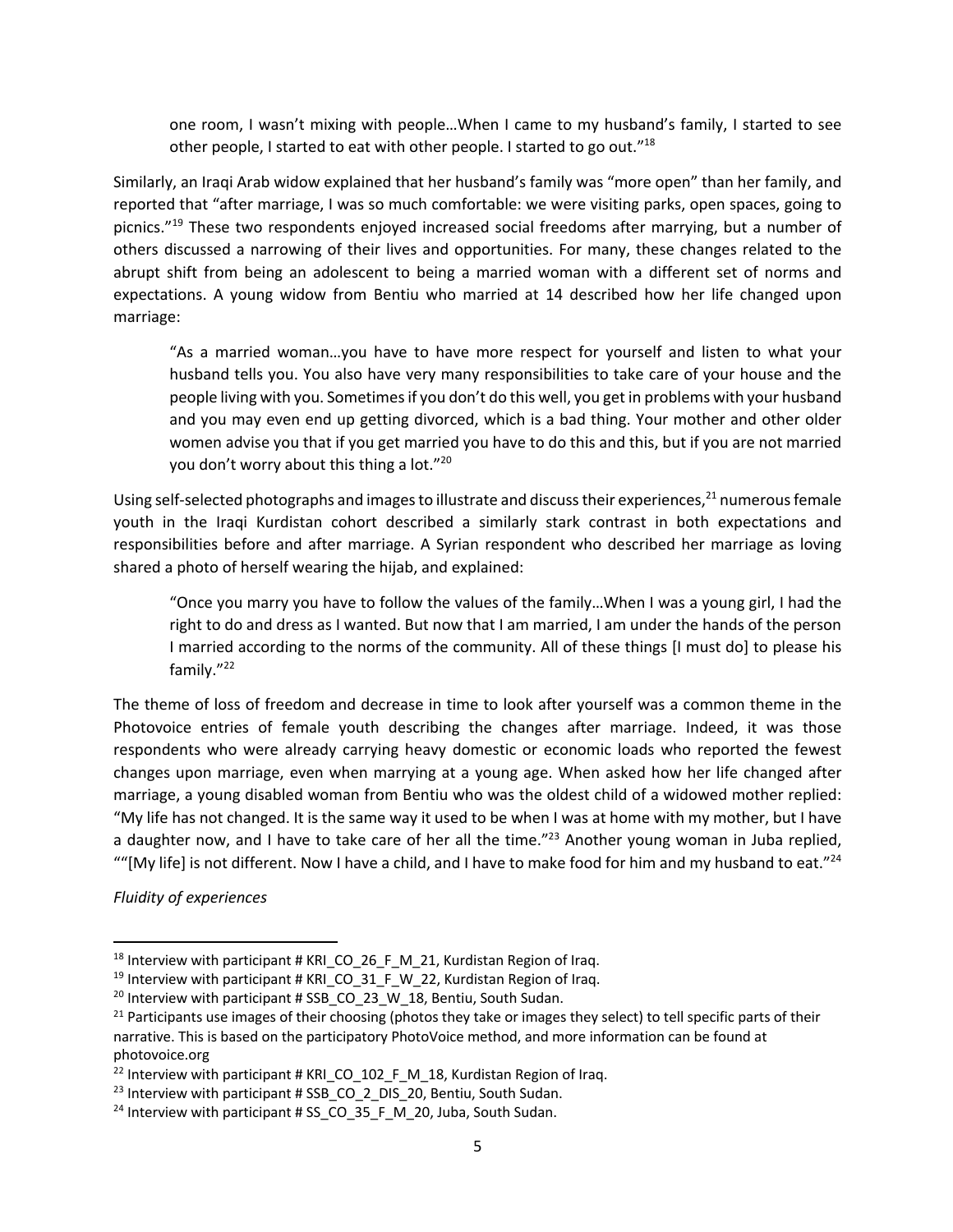> one room, I wasn't mixing with people…When I came to my husband's family, I started to see other people, I started to eat with other people. I started to go out."[18]

Similarly, an Iraqi Arab widow explained that her husband's family was "more open" than her family, and reported that "after marriage, I was so much comfortable: we were visiting parks, open spaces, going to picnics."[19] These two respondents enjoyed increased social freedoms after marrying, but a number of others discussed a narrowing of their lives and opportunities. For many, these changes related to the abrupt shift from being an adolescent to being a married woman with a different set of norms and expectations. A young widow from Bentiu who married at 14 described how her life changed upon marriage:

> "As a married woman…you have to have more respect for yourself and listen to what your husband tells you. You also have very many responsibilities to take care of your house and the people living with you. Sometimes if you don't do this well, you get in problems with your husband and you may even end up getting divorced, which is a bad thing. Your mother and other older women advise you that if you get married you have to do this and this, but if you are not married you don't worry about this thing a lot."[20]

Using self-selected photographs and images to illustrate and discuss their experiences,[21] numerous female youth in the Iraqi Kurdistan cohort described a similarly stark contrast in both expectations and responsibilities before and after marriage. A Syrian respondent who described her marriage as loving shared a photo of herself wearing the hijab, and explained:

> "Once you marry you have to follow the values of the family…When I was a young girl, I had the right to do and dress as I wanted. But now that I am married, I am under the hands of the person I married according to the norms of the community. All of these things [I must do] to please his family."[22]

The theme of loss of freedom and decrease in time to look after yourself was a common theme in the Photovoice entries of female youth describing the changes after marriage. Indeed, it was those respondents who were already carrying heavy domestic or economic loads who reported the fewest changes upon marriage, even when marrying at a young age. When asked how her life changed after marriage, a young disabled woman from Bentiu who was the oldest child of a widowed mother replied: "My life has not changed. It is the same way it used to be when I was at home with my mother, but I have a daughter now, and I have to take care of her all the time."[23] Another young woman in Juba replied, ""[My life] is not different. Now I have a child, and I have to make food for him and my husband to eat."[24]

*Fluidity of experiences*

---

[18] Interview with participant # KRI_CO_26_F_M_21, Kurdistan Region of Iraq.

[19] Interview with participant # KRI_CO_31_F_W_22, Kurdistan Region of Iraq.

[20] Interview with participant # SSB_CO_23_W_18, Bentiu, South Sudan.

[21] Participants use images of their choosing (photos they take or images they select) to tell specific parts of their narrative. This is based on the participatory PhotoVoice method, and more information can be found at photovoice.org

[22] Interview with participant # KRI_CO_102_F_M_18, Kurdistan Region of Iraq.

[23] Interview with participant # SSB_CO_2_DIS_20, Bentiu, South Sudan.

[24] Interview with participant # SS_CO_35_F_M_20, Juba, South Sudan.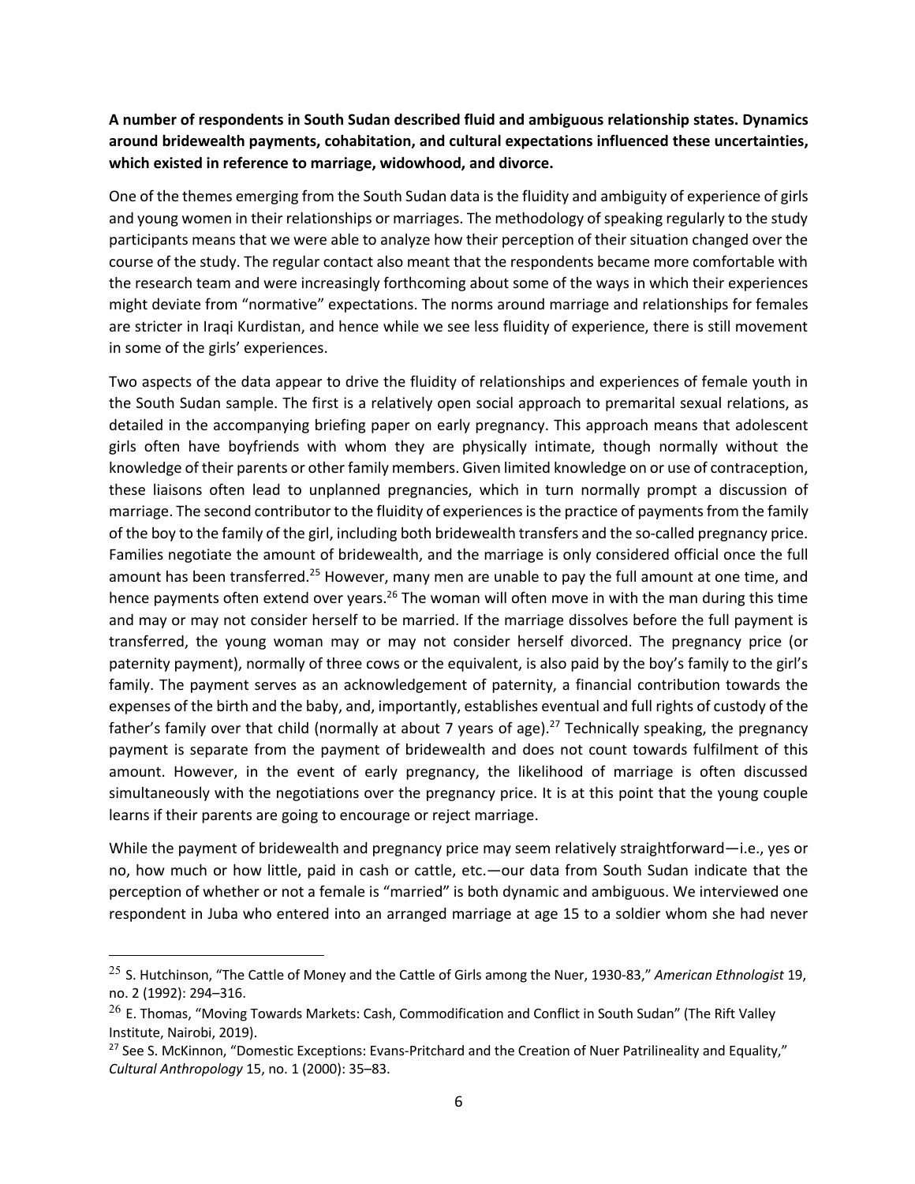**A number of respondents in South Sudan described fluid and ambiguous relationship states. Dynamics around bridewealth payments, cohabitation, and cultural expectations influenced these uncertainties, which existed in reference to marriage, widowhood, and divorce.**

One of the themes emerging from the South Sudan data is the fluidity and ambiguity of experience of girls and young women in their relationships or marriages. The methodology of speaking regularly to the study participants means that we were able to analyze how their perception of their situation changed over the course of the study. The regular contact also meant that the respondents became more comfortable with the research team and were increasingly forthcoming about some of the ways in which their experiences might deviate from "normative" expectations. The norms around marriage and relationships for females are stricter in Iraqi Kurdistan, and hence while we see less fluidity of experience, there is still movement in some of the girls' experiences.

Two aspects of the data appear to drive the fluidity of relationships and experiences of female youth in the South Sudan sample. The first is a relatively open social approach to premarital sexual relations, as detailed in the accompanying briefing paper on early pregnancy. This approach means that adolescent girls often have boyfriends with whom they are physically intimate, though normally without the knowledge of their parents or other family members. Given limited knowledge on or use of contraception, these liaisons often lead to unplanned pregnancies, which in turn normally prompt a discussion of marriage. The second contributor to the fluidity of experiences is the practice of payments from the family of the boy to the family of the girl, including both bridewealth transfers and the so-called pregnancy price. Families negotiate the amount of bridewealth, and the marriage is only considered official once the full amount has been transferred.[25] However, many men are unable to pay the full amount at one time, and hence payments often extend over years.[26] The woman will often move in with the man during this time and may or may not consider herself to be married. If the marriage dissolves before the full payment is transferred, the young woman may or may not consider herself divorced. The pregnancy price (or paternity payment), normally of three cows or the equivalent, is also paid by the boy's family to the girl's family. The payment serves as an acknowledgement of paternity, a financial contribution towards the expenses of the birth and the baby, and, importantly, establishes eventual and full rights of custody of the father's family over that child (normally at about 7 years of age).[27] Technically speaking, the pregnancy payment is separate from the payment of bridewealth and does not count towards fulfilment of this amount. However, in the event of early pregnancy, the likelihood of marriage is often discussed simultaneously with the negotiations over the pregnancy price. It is at this point that the young couple learns if their parents are going to encourage or reject marriage.

While the payment of bridewealth and pregnancy price may seem relatively straightforward—i.e., yes or no, how much or how little, paid in cash or cattle, etc.—our data from South Sudan indicate that the perception of whether or not a female is "married" is both dynamic and ambiguous. We interviewed one respondent in Juba who entered into an arranged marriage at age 15 to a soldier whom she had never

---

[25] S. Hutchinson, "The Cattle of Money and the Cattle of Girls among the Nuer, 1930-83," *American Ethnologist* 19, no. 2 (1992): 294–316.

[26] E. Thomas, "Moving Towards Markets: Cash, Commodification and Conflict in South Sudan" (The Rift Valley Institute, Nairobi, 2019).

[27] See S. McKinnon, "Domestic Exceptions: Evans-Pritchard and the Creation of Nuer Patrilineality and Equality," *Cultural Anthropology* 15, no. 1 (2000): 35–83.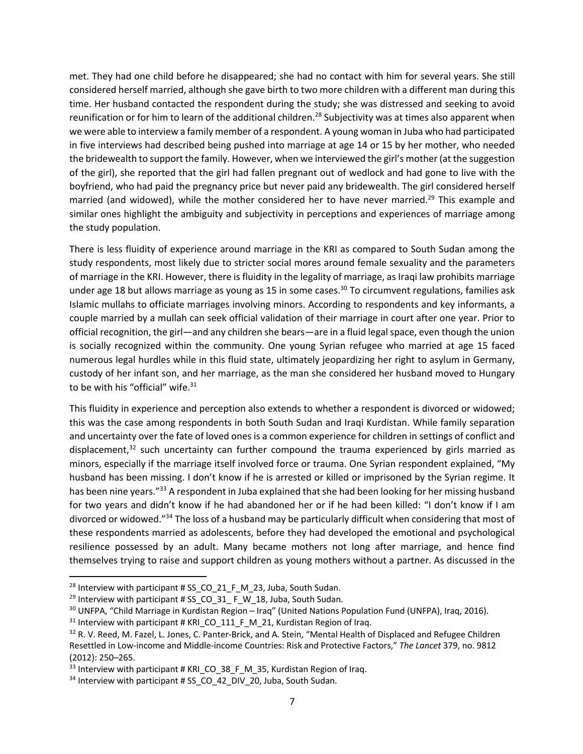met. They had one child before he disappeared; she had no contact with him for several years. She still considered herself married, although she gave birth to two more children with a different man during this time. Her husband contacted the respondent during the study; she was distressed and seeking to avoid reunification or for him to learn of the additional children.[28] Subjectivity was at times also apparent when we were able to interview a family member of a respondent. A young woman in Juba who had participated in five interviews had described being pushed into marriage at age 14 or 15 by her mother, who needed the bridewealth to support the family. However, when we interviewed the girl's mother (at the suggestion of the girl), she reported that the girl had fallen pregnant out of wedlock and had gone to live with the boyfriend, who had paid the pregnancy price but never paid any bridewealth. The girl considered herself married (and widowed), while the mother considered her to have never married.[29] This example and similar ones highlight the ambiguity and subjectivity in perceptions and experiences of marriage among the study population.

There is less fluidity of experience around marriage in the KRI as compared to South Sudan among the study respondents, most likely due to stricter social mores around female sexuality and the parameters of marriage in the KRI. However, there is fluidity in the legality of marriage, as Iraqi law prohibits marriage under age 18 but allows marriage as young as 15 in some cases.[30] To circumvent regulations, families ask Islamic mullahs to officiate marriages involving minors. According to respondents and key informants, a couple married by a mullah can seek official validation of their marriage in court after one year. Prior to official recognition, the girl—and any children she bears—are in a fluid legal space, even though the union is socially recognized within the community. One young Syrian refugee who married at age 15 faced numerous legal hurdles while in this fluid state, ultimately jeopardizing her right to asylum in Germany, custody of her infant son, and her marriage, as the man she considered her husband moved to Hungary to be with his "official" wife.[31]

This fluidity in experience and perception also extends to whether a respondent is divorced or widowed; this was the case among respondents in both South Sudan and Iraqi Kurdistan. While family separation and uncertainty over the fate of loved ones is a common experience for children in settings of conflict and displacement,[32] such uncertainty can further compound the trauma experienced by girls married as minors, especially if the marriage itself involved force or trauma. One Syrian respondent explained, "My husband has been missing. I don't know if he is arrested or killed or imprisoned by the Syrian regime. It has been nine years."[33] A respondent in Juba explained that she had been looking for her missing husband for two years and didn't know if he had abandoned her or if he had been killed: "I don't know if I am divorced or widowed."[34] The loss of a husband may be particularly difficult when considering that most of these respondents married as adolescents, before they had developed the emotional and psychological resilience possessed by an adult. Many became mothers not long after marriage, and hence find themselves trying to raise and support children as young mothers without a partner. As discussed in the

---

[28] Interview with participant # SS_CO_21_F_M_23, Juba, South Sudan.

[29] Interview with participant # SS_CO_31_ F_W_18, Juba, South Sudan.

[30] UNFPA, "Child Marriage in Kurdistan Region – Iraq" (United Nations Population Fund (UNFPA), Iraq, 2016).

[31] Interview with participant # KRI_CO_111_F_M_21, Kurdistan Region of Iraq.

[32] R. V. Reed, M. Fazel, L. Jones, C. Panter-Brick, and A. Stein, "Mental Health of Displaced and Refugee Children Resettled in Low-income and Middle-income Countries: Risk and Protective Factors," *The Lancet* 379, no. 9812 (2012): 250–265.

[33] Interview with participant # KRI_CO_38_F_M_35, Kurdistan Region of Iraq.

[34] Interview with participant # SS_CO_42_DIV_20, Juba, South Sudan.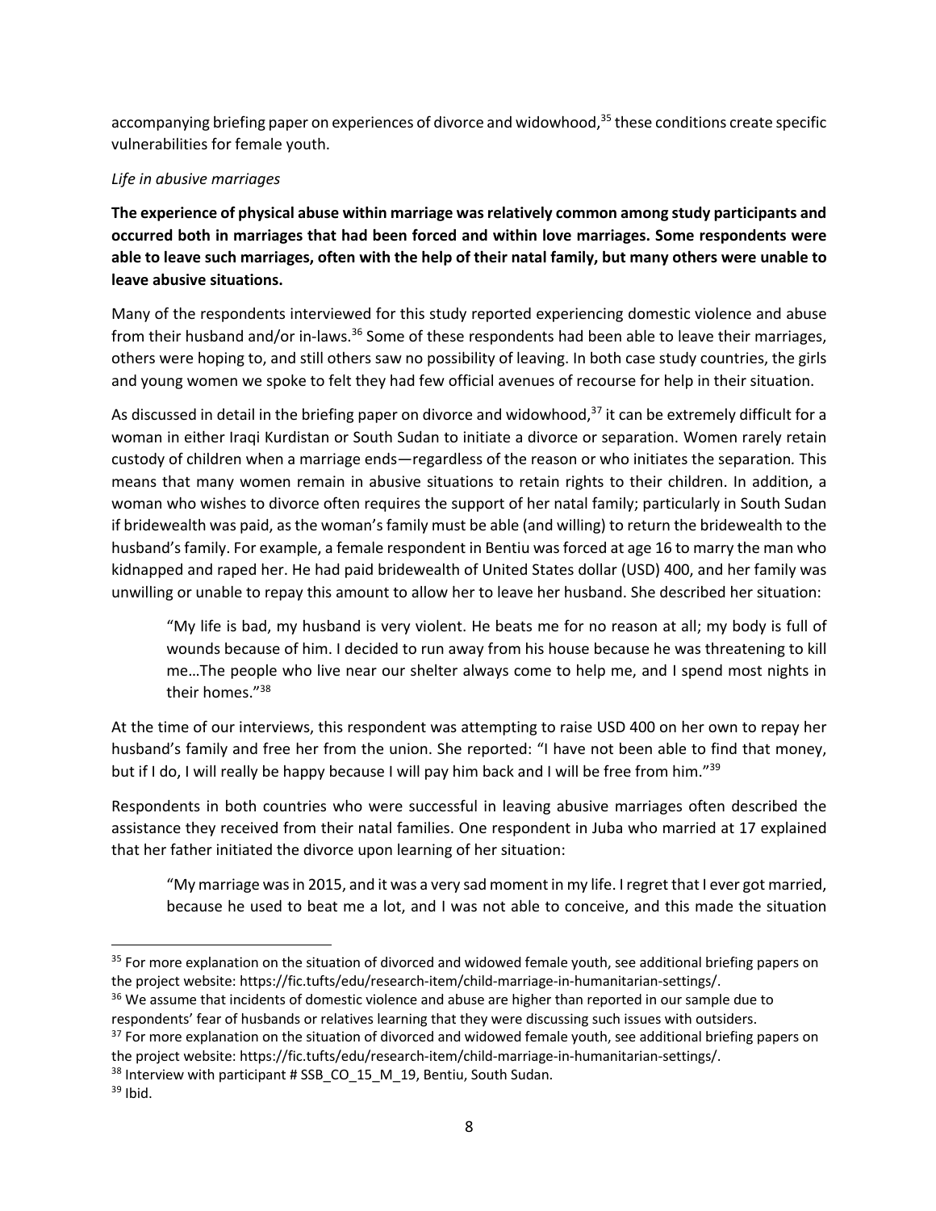accompanying briefing paper on experiences of divorce and widowhood,[35] these conditions create specific vulnerabilities for female youth.

*Life in abusive marriages*

**The experience of physical abuse within marriage was relatively common among study participants and occurred both in marriages that had been forced and within love marriages. Some respondents were able to leave such marriages, often with the help of their natal family, but many others were unable to leave abusive situations.**

Many of the respondents interviewed for this study reported experiencing domestic violence and abuse from their husband and/or in-laws.[36] Some of these respondents had been able to leave their marriages, others were hoping to, and still others saw no possibility of leaving. In both case study countries, the girls and young women we spoke to felt they had few official avenues of recourse for help in their situation.

As discussed in detail in the briefing paper on divorce and widowhood,[37] it can be extremely difficult for a woman in either Iraqi Kurdistan or South Sudan to initiate a divorce or separation. Women rarely retain custody of children when a marriage ends—regardless of the reason or who initiates the separation. This means that many women remain in abusive situations to retain rights to their children. In addition, a woman who wishes to divorce often requires the support of her natal family; particularly in South Sudan if bridewealth was paid, as the woman's family must be able (and willing) to return the bridewealth to the husband's family. For example, a female respondent in Bentiu was forced at age 16 to marry the man who kidnapped and raped her. He had paid bridewealth of United States dollar (USD) 400, and her family was unwilling or unable to repay this amount to allow her to leave her husband. She described her situation:

> "My life is bad, my husband is very violent. He beats me for no reason at all; my body is full of wounds because of him. I decided to run away from his house because he was threatening to kill me…The people who live near our shelter always come to help me, and I spend most nights in their homes."[38]

At the time of our interviews, this respondent was attempting to raise USD 400 on her own to repay her husband's family and free her from the union. She reported: "I have not been able to find that money, but if I do, I will really be happy because I will pay him back and I will be free from him."[39]

Respondents in both countries who were successful in leaving abusive marriages often described the assistance they received from their natal families. One respondent in Juba who married at 17 explained that her father initiated the divorce upon learning of her situation:

> "My marriage was in 2015, and it was a very sad moment in my life. I regret that I ever got married, because he used to beat me a lot, and I was not able to conceive, and this made the situation

---

[35] For more explanation on the situation of divorced and widowed female youth, see additional briefing papers on the project website: https://fic.tufts/edu/research-item/child-marriage-in-humanitarian-settings/.

[36] We assume that incidents of domestic violence and abuse are higher than reported in our sample due to respondents' fear of husbands or relatives learning that they were discussing such issues with outsiders.

[37] For more explanation on the situation of divorced and widowed female youth, see additional briefing papers on the project website: https://fic.tufts/edu/research-item/child-marriage-in-humanitarian-settings/.

[38] Interview with participant # SSB_CO_15_M_19, Bentiu, South Sudan.

[39] Ibid.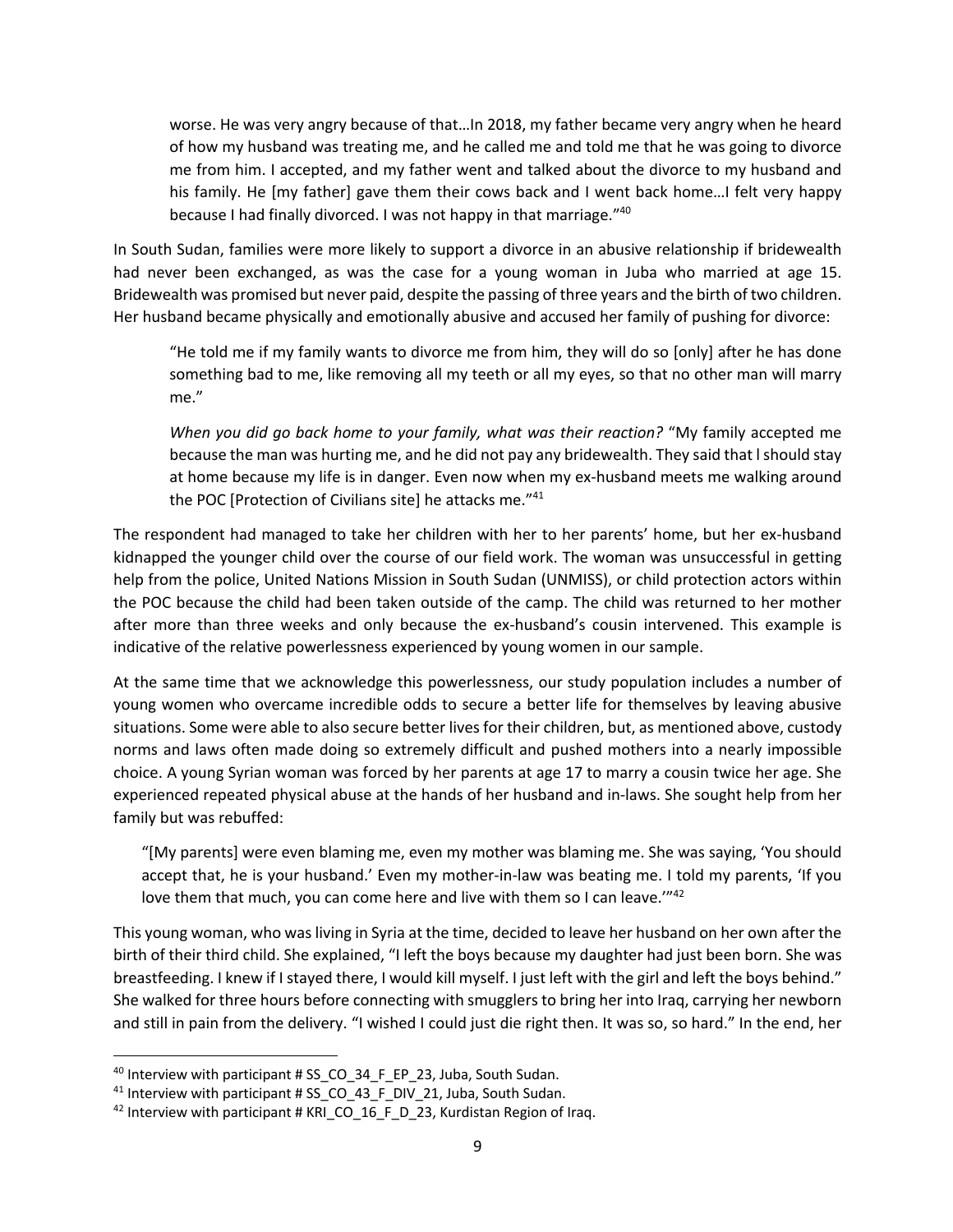> worse. He was very angry because of that…In 2018, my father became very angry when he heard of how my husband was treating me, and he called me and told me that he was going to divorce me from him. I accepted, and my father went and talked about the divorce to my husband and his family. He [my father] gave them their cows back and I went back home…I felt very happy because I had finally divorced. I was not happy in that marriage."[40]

In South Sudan, families were more likely to support a divorce in an abusive relationship if bridewealth had never been exchanged, as was the case for a young woman in Juba who married at age 15. Bridewealth was promised but never paid, despite the passing of three years and the birth of two children. Her husband became physically and emotionally abusive and accused her family of pushing for divorce:

> "He told me if my family wants to divorce me from him, they will do so [only] after he has done something bad to me, like removing all my teeth or all my eyes, so that no other man will marry me."
>
> *When you did go back home to your family, what was their reaction?* "My family accepted me because the man was hurting me, and he did not pay any bridewealth. They said that I should stay at home because my life is in danger. Even now when my ex-husband meets me walking around the POC [Protection of Civilians site] he attacks me."[41]

The respondent had managed to take her children with her to her parents' home, but her ex-husband kidnapped the younger child over the course of our field work. The woman was unsuccessful in getting help from the police, United Nations Mission in South Sudan (UNMISS), or child protection actors within the POC because the child had been taken outside of the camp. The child was returned to her mother after more than three weeks and only because the ex-husband's cousin intervened. This example is indicative of the relative powerlessness experienced by young women in our sample.

At the same time that we acknowledge this powerlessness, our study population includes a number of young women who overcame incredible odds to secure a better life for themselves by leaving abusive situations. Some were able to also secure better lives for their children, but, as mentioned above, custody norms and laws often made doing so extremely difficult and pushed mothers into a nearly impossible choice. A young Syrian woman was forced by her parents at age 17 to marry a cousin twice her age. She experienced repeated physical abuse at the hands of her husband and in-laws. She sought help from her family but was rebuffed:

> "[My parents] were even blaming me, even my mother was blaming me. She was saying, 'You should accept that, he is your husband.' Even my mother-in-law was beating me. I told my parents, 'If you love them that much, you can come here and live with them so I can leave.'"[42]

This young woman, who was living in Syria at the time, decided to leave her husband on her own after the birth of their third child. She explained, "I left the boys because my daughter had just been born. She was breastfeeding. I knew if I stayed there, I would kill myself. I just left with the girl and left the boys behind." She walked for three hours before connecting with smugglers to bring her into Iraq, carrying her newborn and still in pain from the delivery. "I wished I could just die right then. It was so, so hard." In the end, her

---

[40] Interview with participant # SS_CO_34_F_EP_23, Juba, South Sudan.

[41] Interview with participant # SS_CO_43_F_DIV_21, Juba, South Sudan.

[42] Interview with participant # KRI_CO_16_F_D_23, Kurdistan Region of Iraq.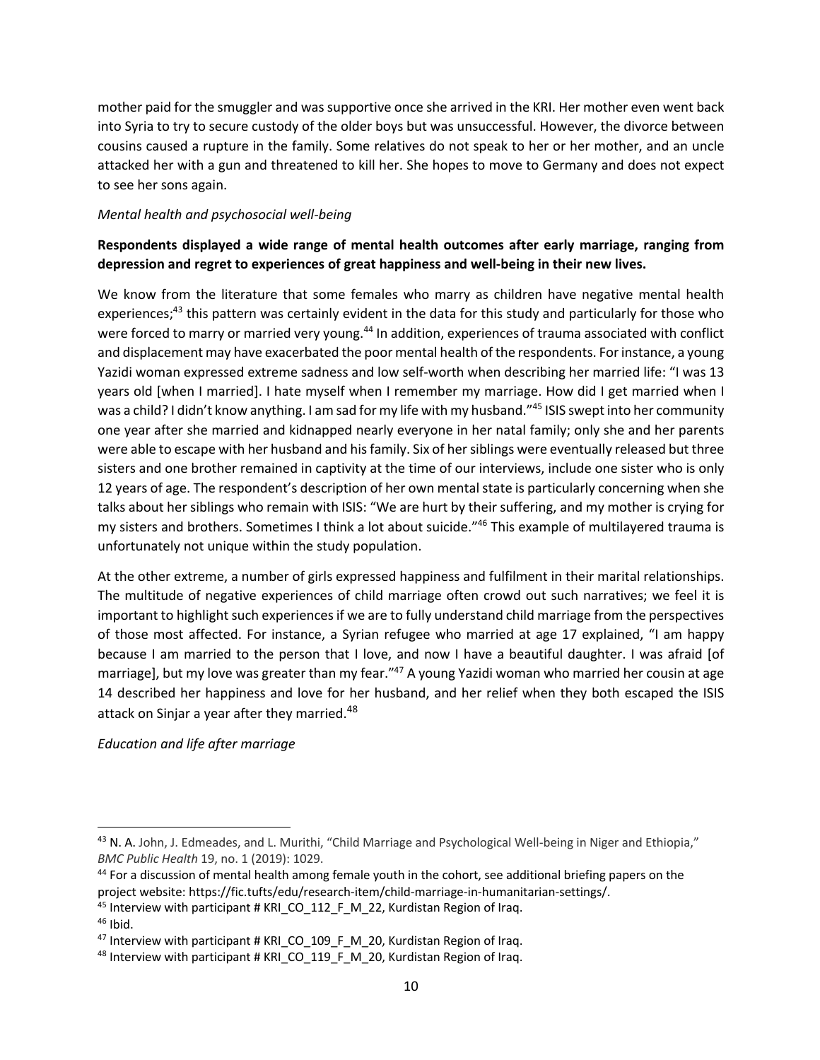mother paid for the smuggler and was supportive once she arrived in the KRI. Her mother even went back into Syria to try to secure custody of the older boys but was unsuccessful. However, the divorce between cousins caused a rupture in the family. Some relatives do not speak to her or her mother, and an uncle attacked her with a gun and threatened to kill her. She hopes to move to Germany and does not expect to see her sons again.

*Mental health and psychosocial well-being*

**Respondents displayed a wide range of mental health outcomes after early marriage, ranging from depression and regret to experiences of great happiness and well-being in their new lives.**

We know from the literature that some females who marry as children have negative mental health experiences;[43] this pattern was certainly evident in the data for this study and particularly for those who were forced to marry or married very young.[44] In addition, experiences of trauma associated with conflict and displacement may have exacerbated the poor mental health of the respondents. For instance, a young Yazidi woman expressed extreme sadness and low self-worth when describing her married life: "I was 13 years old [when I married]. I hate myself when I remember my marriage. How did I get married when I was a child? I didn't know anything. I am sad for my life with my husband."[45] ISIS swept into her community one year after she married and kidnapped nearly everyone in her natal family; only she and her parents were able to escape with her husband and his family. Six of her siblings were eventually released but three sisters and one brother remained in captivity at the time of our interviews, include one sister who is only 12 years of age. The respondent's description of her own mental state is particularly concerning when she talks about her siblings who remain with ISIS: "We are hurt by their suffering, and my mother is crying for my sisters and brothers. Sometimes I think a lot about suicide."[46] This example of multilayered trauma is unfortunately not unique within the study population.

At the other extreme, a number of girls expressed happiness and fulfilment in their marital relationships. The multitude of negative experiences of child marriage often crowd out such narratives; we feel it is important to highlight such experiences if we are to fully understand child marriage from the perspectives of those most affected. For instance, a Syrian refugee who married at age 17 explained, "I am happy because I am married to the person that I love, and now I have a beautiful daughter. I was afraid [of marriage], but my love was greater than my fear."[47] A young Yazidi woman who married her cousin at age 14 described her happiness and love for her husband, and her relief when they both escaped the ISIS attack on Sinjar a year after they married.[48]

*Education and life after marriage*

---

[43] N. A. John, J. Edmeades, and L. Murithi, "Child Marriage and Psychological Well-being in Niger and Ethiopia," *BMC Public Health* 19, no. 1 (2019): 1029.

[44] For a discussion of mental health among female youth in the cohort, see additional briefing papers on the project website: https://fic.tufts/edu/research-item/child-marriage-in-humanitarian-settings/.

[45] Interview with participant # KRI_CO_112_F_M_22, Kurdistan Region of Iraq.

[46] Ibid.

[47] Interview with participant # KRI_CO_109_F_M_20, Kurdistan Region of Iraq.

[48] Interview with participant # KRI_CO_119_F_M_20, Kurdistan Region of Iraq.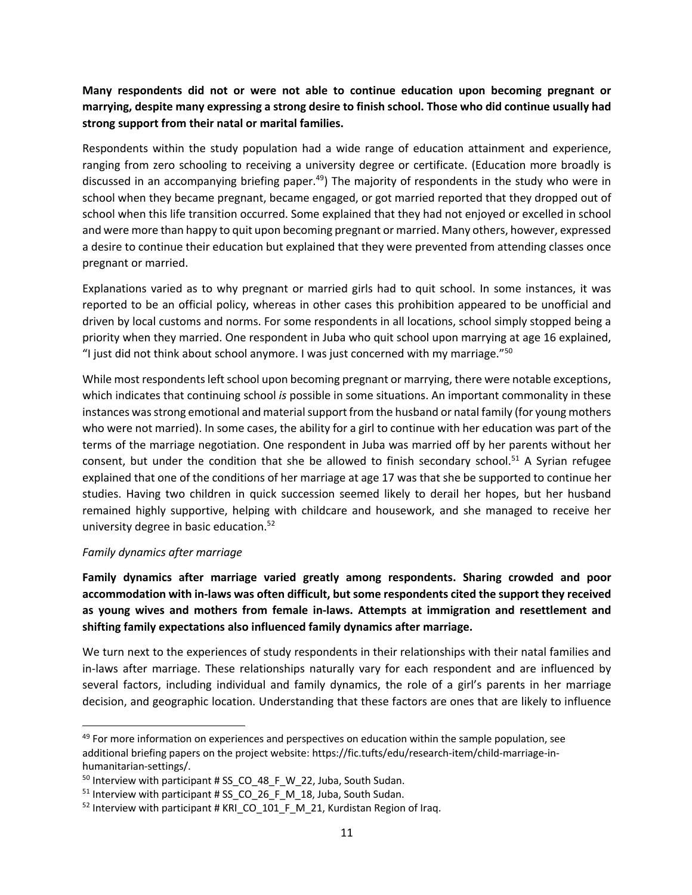**Many respondents did not or were not able to continue education upon becoming pregnant or marrying, despite many expressing a strong desire to finish school. Those who did continue usually had strong support from their natal or marital families.**

Respondents within the study population had a wide range of education attainment and experience, ranging from zero schooling to receiving a university degree or certificate. (Education more broadly is discussed in an accompanying briefing paper.[49]) The majority of respondents in the study who were in school when they became pregnant, became engaged, or got married reported that they dropped out of school when this life transition occurred. Some explained that they had not enjoyed or excelled in school and were more than happy to quit upon becoming pregnant or married. Many others, however, expressed a desire to continue their education but explained that they were prevented from attending classes once pregnant or married.

Explanations varied as to why pregnant or married girls had to quit school. In some instances, it was reported to be an official policy, whereas in other cases this prohibition appeared to be unofficial and driven by local customs and norms. For some respondents in all locations, school simply stopped being a priority when they married. One respondent in Juba who quit school upon marrying at age 16 explained, "I just did not think about school anymore. I was just concerned with my marriage."[50]

While most respondents left school upon becoming pregnant or marrying, there were notable exceptions, which indicates that continuing school *is* possible in some situations. An important commonality in these instances was strong emotional and material support from the husband or natal family (for young mothers who were not married). In some cases, the ability for a girl to continue with her education was part of the terms of the marriage negotiation. One respondent in Juba was married off by her parents without her consent, but under the condition that she be allowed to finish secondary school.[51] A Syrian refugee explained that one of the conditions of her marriage at age 17 was that she be supported to continue her studies. Having two children in quick succession seemed likely to derail her hopes, but her husband remained highly supportive, helping with childcare and housework, and she managed to receive her university degree in basic education.[52]

*Family dynamics after marriage*

**Family dynamics after marriage varied greatly among respondents. Sharing crowded and poor accommodation with in-laws was often difficult, but some respondents cited the support they received as young wives and mothers from female in-laws. Attempts at immigration and resettlement and shifting family expectations also influenced family dynamics after marriage.**

We turn next to the experiences of study respondents in their relationships with their natal families and in-laws after marriage. These relationships naturally vary for each respondent and are influenced by several factors, including individual and family dynamics, the role of a girl's parents in her marriage decision, and geographic location. Understanding that these factors are ones that are likely to influence

---

[49] For more information on experiences and perspectives on education within the sample population, see additional briefing papers on the project website: https://fic.tufts/edu/research-item/child-marriage-in-humanitarian-settings/.

[50] Interview with participant # SS_CO_48_F_W_22, Juba, South Sudan.

[51] Interview with participant # SS_CO_26_F_M_18, Juba, South Sudan.

[52] Interview with participant # KRI_CO_101_F_M_21, Kurdistan Region of Iraq.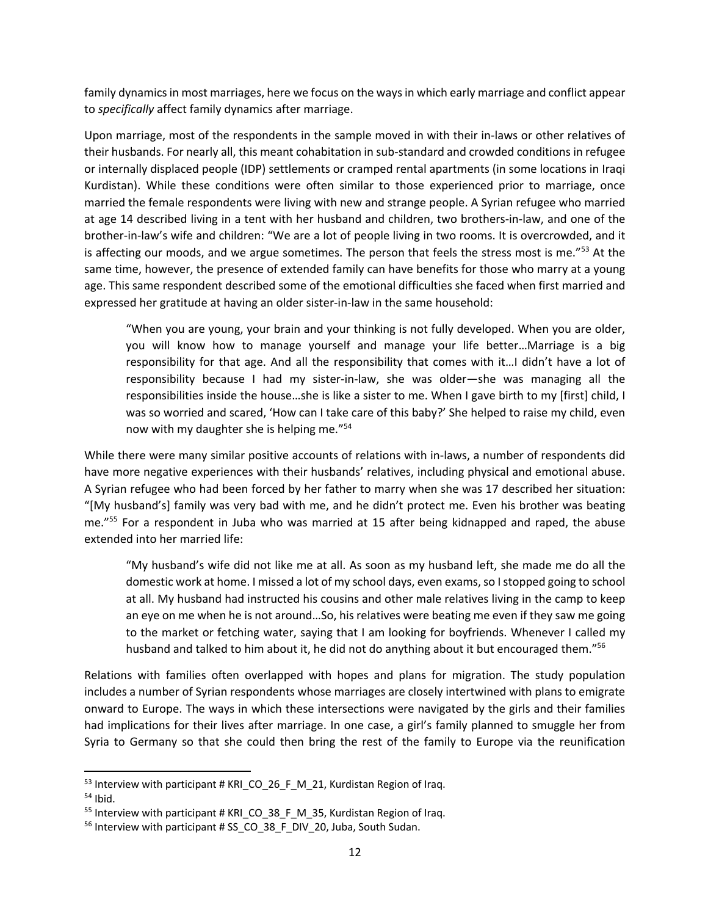family dynamics in most marriages, here we focus on the ways in which early marriage and conflict appear to *specifically* affect family dynamics after marriage.

Upon marriage, most of the respondents in the sample moved in with their in-laws or other relatives of their husbands. For nearly all, this meant cohabitation in sub-standard and crowded conditions in refugee or internally displaced people (IDP) settlements or cramped rental apartments (in some locations in Iraqi Kurdistan). While these conditions were often similar to those experienced prior to marriage, once married the female respondents were living with new and strange people. A Syrian refugee who married at age 14 described living in a tent with her husband and children, two brothers-in-law, and one of the brother-in-law's wife and children: "We are a lot of people living in two rooms. It is overcrowded, and it is affecting our moods, and we argue sometimes. The person that feels the stress most is me."[53] At the same time, however, the presence of extended family can have benefits for those who marry at a young age. This same respondent described some of the emotional difficulties she faced when first married and expressed her gratitude at having an older sister-in-law in the same household:

> "When you are young, your brain and your thinking is not fully developed. When you are older, you will know how to manage yourself and manage your life better…Marriage is a big responsibility for that age. And all the responsibility that comes with it…I didn't have a lot of responsibility because I had my sister-in-law, she was older—she was managing all the responsibilities inside the house…she is like a sister to me. When I gave birth to my [first] child, I was so worried and scared, 'How can I take care of this baby?' She helped to raise my child, even now with my daughter she is helping me."[54]

While there were many similar positive accounts of relations with in-laws, a number of respondents did have more negative experiences with their husbands' relatives, including physical and emotional abuse. A Syrian refugee who had been forced by her father to marry when she was 17 described her situation: "[My husband's] family was very bad with me, and he didn't protect me. Even his brother was beating me."[55] For a respondent in Juba who was married at 15 after being kidnapped and raped, the abuse extended into her married life:

> "My husband's wife did not like me at all. As soon as my husband left, she made me do all the domestic work at home. I missed a lot of my school days, even exams, so I stopped going to school at all. My husband had instructed his cousins and other male relatives living in the camp to keep an eye on me when he is not around…So, his relatives were beating me even if they saw me going to the market or fetching water, saying that I am looking for boyfriends. Whenever I called my husband and talked to him about it, he did not do anything about it but encouraged them."[56]

Relations with families often overlapped with hopes and plans for migration. The study population includes a number of Syrian respondents whose marriages are closely intertwined with plans to emigrate onward to Europe. The ways in which these intersections were navigated by the girls and their families had implications for their lives after marriage. In one case, a girl's family planned to smuggle her from Syria to Germany so that she could then bring the rest of the family to Europe via the reunification

---

[53] Interview with participant # KRI_CO_26_F_M_21, Kurdistan Region of Iraq.

[54] Ibid.

[55] Interview with participant # KRI_CO_38_F_M_35, Kurdistan Region of Iraq.

[56] Interview with participant # SS_CO_38_F_DIV_20, Juba, South Sudan.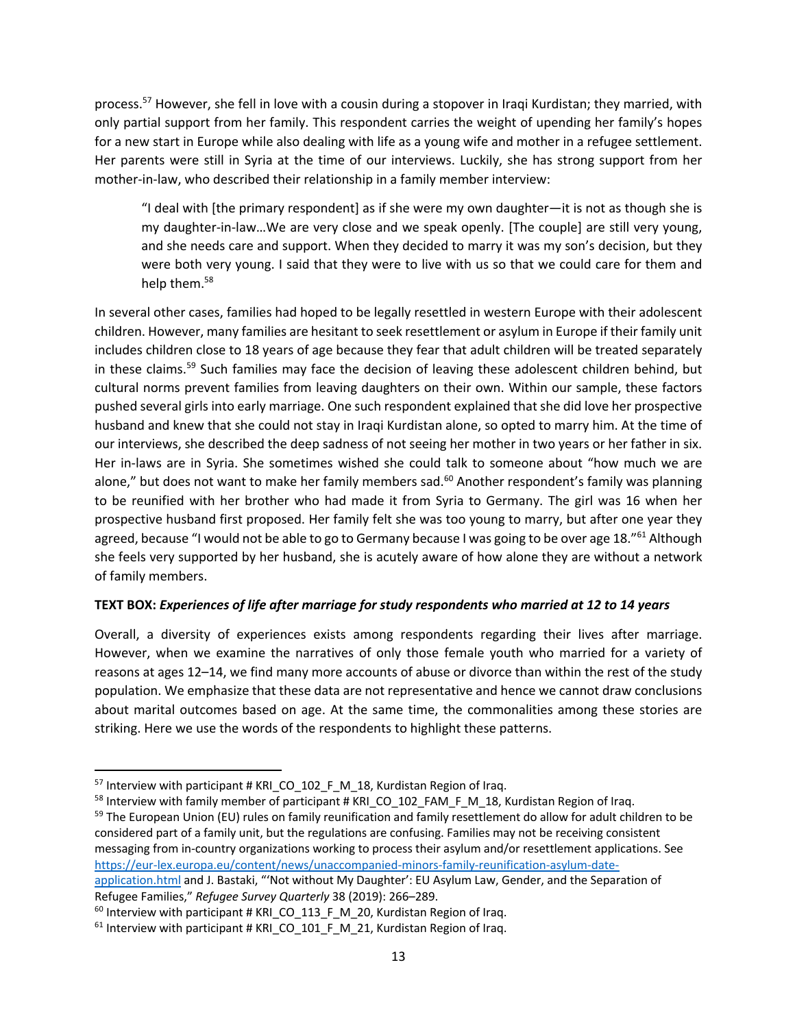process.[57] However, she fell in love with a cousin during a stopover in Iraqi Kurdistan; they married, with only partial support from her family. This respondent carries the weight of upending her family's hopes for a new start in Europe while also dealing with life as a young wife and mother in a refugee settlement. Her parents were still in Syria at the time of our interviews. Luckily, she has strong support from her mother-in-law, who described their relationship in a family member interview:

> "I deal with [the primary respondent] as if she were my own daughter—it is not as though she is my daughter-in-law…We are very close and we speak openly. [The couple] are still very young, and she needs care and support. When they decided to marry it was my son's decision, but they were both very young. I said that they were to live with us so that we could care for them and help them.[58]

In several other cases, families had hoped to be legally resettled in western Europe with their adolescent children. However, many families are hesitant to seek resettlement or asylum in Europe if their family unit includes children close to 18 years of age because they fear that adult children will be treated separately in these claims.[59] Such families may face the decision of leaving these adolescent children behind, but cultural norms prevent families from leaving daughters on their own. Within our sample, these factors pushed several girls into early marriage. One such respondent explained that she did love her prospective husband and knew that she could not stay in Iraqi Kurdistan alone, so opted to marry him. At the time of our interviews, she described the deep sadness of not seeing her mother in two years or her father in six. Her in-laws are in Syria. She sometimes wished she could talk to someone about "how much we are alone," but does not want to make her family members sad.[60] Another respondent's family was planning to be reunified with her brother who had made it from Syria to Germany. The girl was 16 when her prospective husband first proposed. Her family felt she was too young to marry, but after one year they agreed, because "I would not be able to go to Germany because I was going to be over age 18."[61] Although she feels very supported by her husband, she is acutely aware of how alone they are without a network of family members.

**TEXT BOX: *Experiences of life after marriage for study respondents who married at 12 to 14 years***

Overall, a diversity of experiences exists among respondents regarding their lives after marriage. However, when we examine the narratives of only those female youth who married for a variety of reasons at ages 12–14, we find many more accounts of abuse or divorce than within the rest of the study population. We emphasize that these data are not representative and hence we cannot draw conclusions about marital outcomes based on age. At the same time, the commonalities among these stories are striking. Here we use the words of the respondents to highlight these patterns.

---

[57] Interview with participant # KRI_CO_102_F_M_18, Kurdistan Region of Iraq.

[58] Interview with family member of participant # KRI_CO_102_FAM_F_M_18, Kurdistan Region of Iraq.

[59] The European Union (EU) rules on family reunification and family resettlement do allow for adult children to be considered part of a family unit, but the regulations are confusing. Families may not be receiving consistent messaging from in-country organizations working to process their asylum and/or resettlement applications. See https://eur-lex.europa.eu/content/news/unaccompanied-minors-family-reunification-asylum-date-application.html and J. Bastaki, "'Not without My Daughter': EU Asylum Law, Gender, and the Separation of Refugee Families," *Refugee Survey Quarterly* 38 (2019): 266–289.

[60] Interview with participant # KRI_CO_113_F_M_20, Kurdistan Region of Iraq.

[61] Interview with participant # KRI_CO_101_F_M_21, Kurdistan Region of Iraq.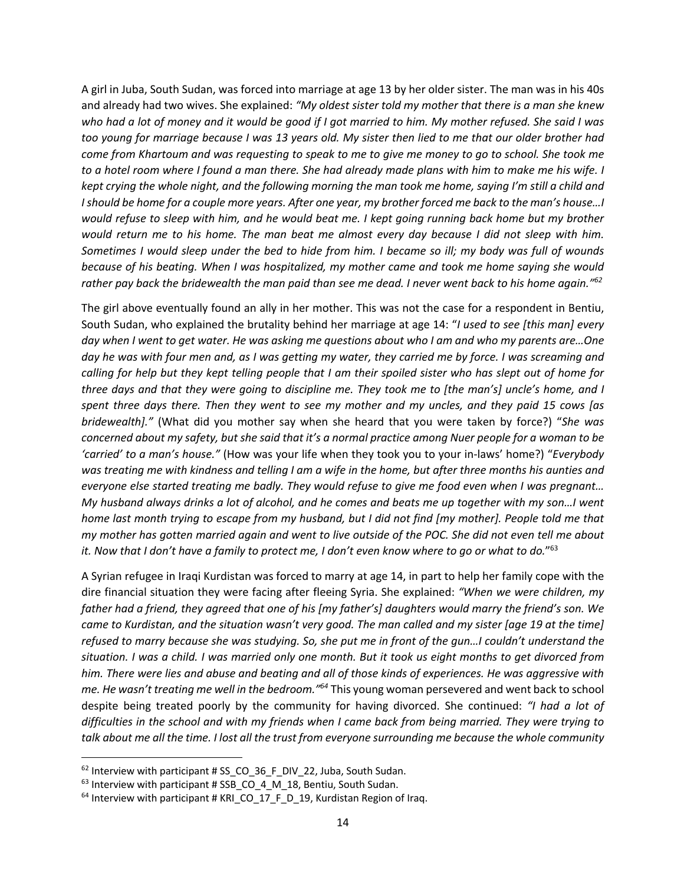A girl in Juba, South Sudan, was forced into marriage at age 13 by her older sister. The man was in his 40s and already had two wives. She explained: *"My oldest sister told my mother that there is a man she knew who had a lot of money and it would be good if I got married to him. My mother refused. She said I was too young for marriage because I was 13 years old. My sister then lied to me that our older brother had come from Khartoum and was requesting to speak to me to give me money to go to school. She took me to a hotel room where I found a man there. She had already made plans with him to make me his wife. I kept crying the whole night, and the following morning the man took me home, saying I'm still a child and I should be home for a couple more years. After one year, my brother forced me back to the man's house…I would refuse to sleep with him, and he would beat me. I kept going running back home but my brother would return me to his home. The man beat me almost every day because I did not sleep with him. Sometimes I would sleep under the bed to hide from him. I became so ill; my body was full of wounds because of his beating. When I was hospitalized, my mother came and took me home saying she would rather pay back the bridewealth the man paid than see me dead. I never went back to his home again."*[62]

The girl above eventually found an ally in her mother. This was not the case for a respondent in Bentiu, South Sudan, who explained the brutality behind her marriage at age 14: "*I used to see [this man] every day when I went to get water. He was asking me questions about who I am and who my parents are…One day he was with four men and, as I was getting my water, they carried me by force. I was screaming and calling for help but they kept telling people that I am their spoiled sister who has slept out of home for three days and that they were going to discipline me. They took me to [the man's] uncle's home, and I spent three days there. Then they went to see my mother and my uncles, and they paid 15 cows [as bridewealth]."* (What did you mother say when she heard that you were taken by force?) "*She was concerned about my safety, but she said that it's a normal practice among Nuer people for a woman to be 'carried' to a man's house."* (How was your life when they took you to your in-laws' home?) "*Everybody was treating me with kindness and telling I am a wife in the home, but after three months his aunties and everyone else started treating me badly. They would refuse to give me food even when I was pregnant… My husband always drinks a lot of alcohol, and he comes and beats me up together with my son…I went home last month trying to escape from my husband, but I did not find [my mother]. People told me that my mother has gotten married again and went to live outside of the POC. She did not even tell me about it. Now that I don't have a family to protect me, I don't even know where to go or what to do.*"[63]

A Syrian refugee in Iraqi Kurdistan was forced to marry at age 14, in part to help her family cope with the dire financial situation they were facing after fleeing Syria. She explained: *"When we were children, my father had a friend, they agreed that one of his [my father's] daughters would marry the friend's son. We came to Kurdistan, and the situation wasn't very good. The man called and my sister [age 19 at the time] refused to marry because she was studying. So, she put me in front of the gun…I couldn't understand the situation. I was a child. I was married only one month. But it took us eight months to get divorced from him. There were lies and abuse and beating and all of those kinds of experiences. He was aggressive with me. He wasn't treating me well in the bedroom."*[64] This young woman persevered and went back to school despite being treated poorly by the community for having divorced. She continued: *"I had a lot of difficulties in the school and with my friends when I came back from being married. They were trying to talk about me all the time. I lost all the trust from everyone surrounding me because the whole community*

---

[62] Interview with participant # SS_CO_36_F_DIV_22, Juba, South Sudan.

[63] Interview with participant # SSB_CO_4_M_18, Bentiu, South Sudan.

[64] Interview with participant # KRI_CO_17_F_D_19, Kurdistan Region of Iraq.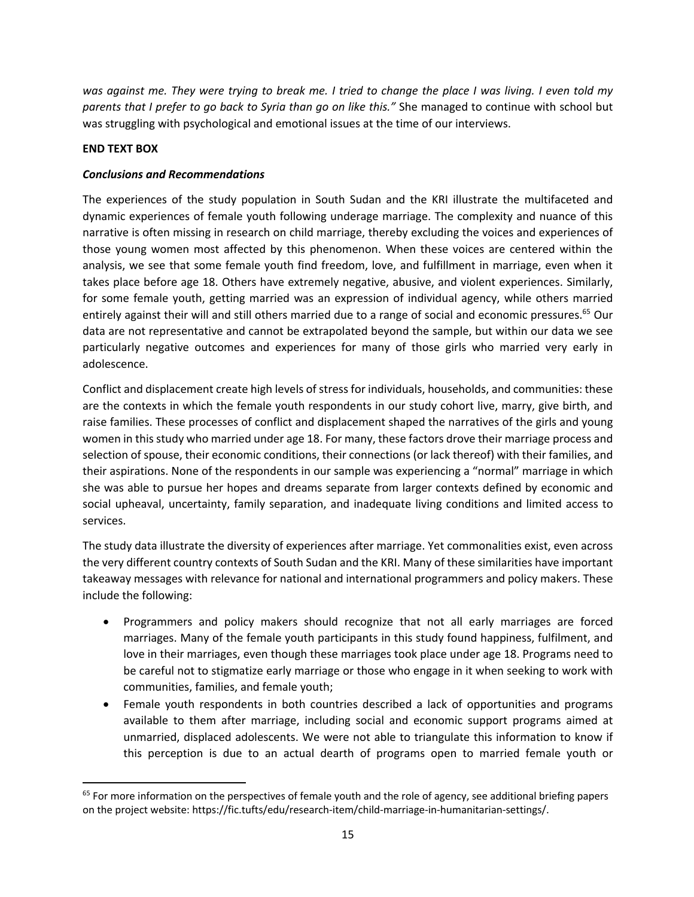*was against me. They were trying to break me. I tried to change the place I was living. I even told my parents that I prefer to go back to Syria than go on like this."* She managed to continue with school but was struggling with psychological and emotional issues at the time of our interviews.

**END TEXT BOX**

***Conclusions and Recommendations***

The experiences of the study population in South Sudan and the KRI illustrate the multifaceted and dynamic experiences of female youth following underage marriage. The complexity and nuance of this narrative is often missing in research on child marriage, thereby excluding the voices and experiences of those young women most affected by this phenomenon. When these voices are centered within the analysis, we see that some female youth find freedom, love, and fulfillment in marriage, even when it takes place before age 18. Others have extremely negative, abusive, and violent experiences. Similarly, for some female youth, getting married was an expression of individual agency, while others married entirely against their will and still others married due to a range of social and economic pressures.[65] Our data are not representative and cannot be extrapolated beyond the sample, but within our data we see particularly negative outcomes and experiences for many of those girls who married very early in adolescence.

Conflict and displacement create high levels of stress for individuals, households, and communities: these are the contexts in which the female youth respondents in our study cohort live, marry, give birth, and raise families. These processes of conflict and displacement shaped the narratives of the girls and young women in this study who married under age 18. For many, these factors drove their marriage process and selection of spouse, their economic conditions, their connections (or lack thereof) with their families, and their aspirations. None of the respondents in our sample was experiencing a "normal" marriage in which she was able to pursue her hopes and dreams separate from larger contexts defined by economic and social upheaval, uncertainty, family separation, and inadequate living conditions and limited access to services.

The study data illustrate the diversity of experiences after marriage. Yet commonalities exist, even across the very different country contexts of South Sudan and the KRI. Many of these similarities have important takeaway messages with relevance for national and international programmers and policy makers. These include the following:

- Programmers and policy makers should recognize that not all early marriages are forced marriages. Many of the female youth participants in this study found happiness, fulfilment, and love in their marriages, even though these marriages took place under age 18. Programs need to be careful not to stigmatize early marriage or those who engage in it when seeking to work with communities, families, and female youth;
- Female youth respondents in both countries described a lack of opportunities and programs available to them after marriage, including social and economic support programs aimed at unmarried, displaced adolescents. We were not able to triangulate this information to know if this perception is due to an actual dearth of programs open to married female youth or

[65] For more information on the perspectives of female youth and the role of agency, see additional briefing papers on the project website: https://fic.tufts/edu/research-item/child-marriage-in-humanitarian-settings/.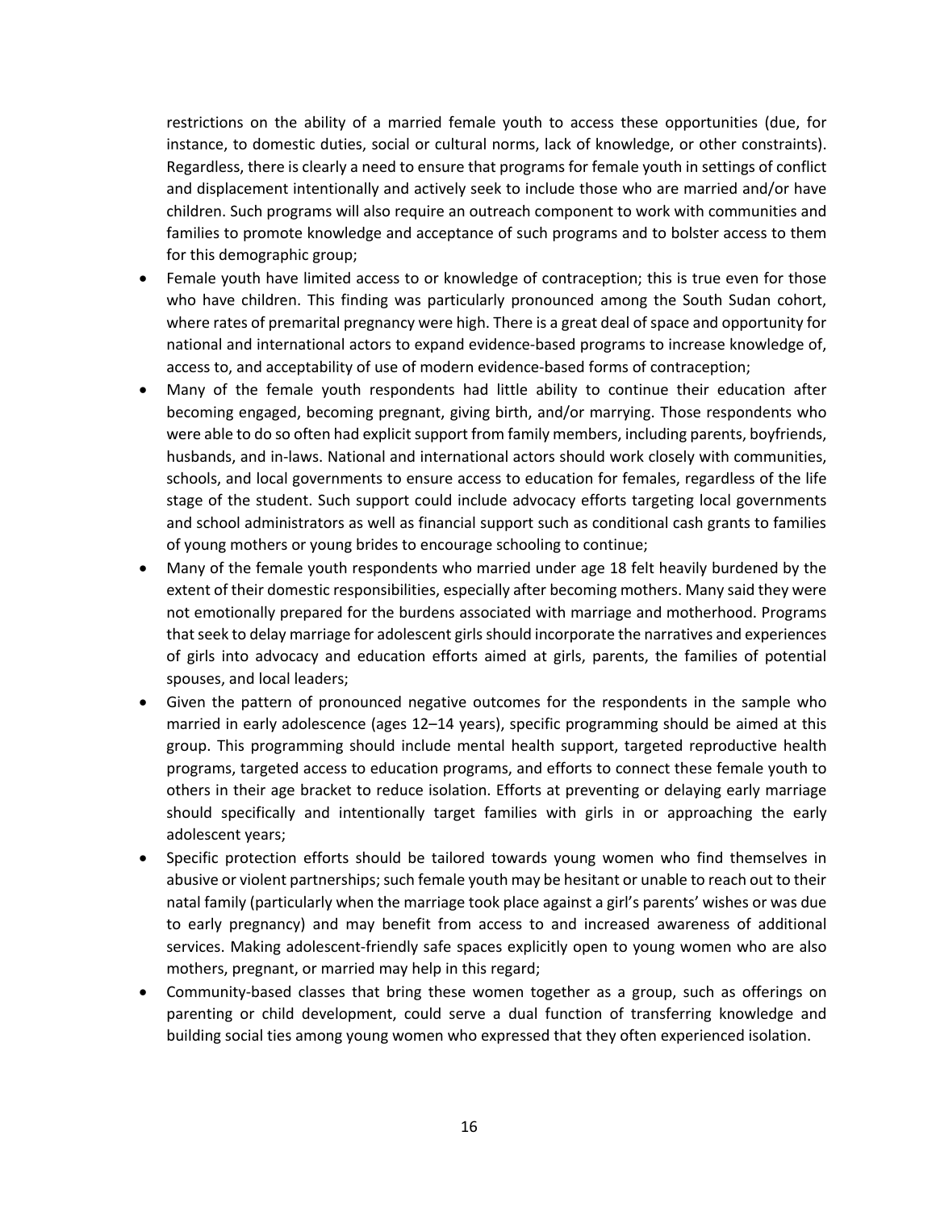restrictions on the ability of a married female youth to access these opportunities (due, for instance, to domestic duties, social or cultural norms, lack of knowledge, or other constraints). Regardless, there is clearly a need to ensure that programs for female youth in settings of conflict and displacement intentionally and actively seek to include those who are married and/or have children. Such programs will also require an outreach component to work with communities and families to promote knowledge and acceptance of such programs and to bolster access to them for this demographic group;

- Female youth have limited access to or knowledge of contraception; this is true even for those who have children. This finding was particularly pronounced among the South Sudan cohort, where rates of premarital pregnancy were high. There is a great deal of space and opportunity for national and international actors to expand evidence-based programs to increase knowledge of, access to, and acceptability of use of modern evidence-based forms of contraception;
- Many of the female youth respondents had little ability to continue their education after becoming engaged, becoming pregnant, giving birth, and/or marrying. Those respondents who were able to do so often had explicit support from family members, including parents, boyfriends, husbands, and in-laws. National and international actors should work closely with communities, schools, and local governments to ensure access to education for females, regardless of the life stage of the student. Such support could include advocacy efforts targeting local governments and school administrators as well as financial support such as conditional cash grants to families of young mothers or young brides to encourage schooling to continue;
- Many of the female youth respondents who married under age 18 felt heavily burdened by the extent of their domestic responsibilities, especially after becoming mothers. Many said they were not emotionally prepared for the burdens associated with marriage and motherhood. Programs that seek to delay marriage for adolescent girls should incorporate the narratives and experiences of girls into advocacy and education efforts aimed at girls, parents, the families of potential spouses, and local leaders;
- Given the pattern of pronounced negative outcomes for the respondents in the sample who married in early adolescence (ages 12–14 years), specific programming should be aimed at this group. This programming should include mental health support, targeted reproductive health programs, targeted access to education programs, and efforts to connect these female youth to others in their age bracket to reduce isolation. Efforts at preventing or delaying early marriage should specifically and intentionally target families with girls in or approaching the early adolescent years;
- Specific protection efforts should be tailored towards young women who find themselves in abusive or violent partnerships; such female youth may be hesitant or unable to reach out to their natal family (particularly when the marriage took place against a girl's parents' wishes or was due to early pregnancy) and may benefit from access to and increased awareness of additional services. Making adolescent-friendly safe spaces explicitly open to young women who are also mothers, pregnant, or married may help in this regard;
- Community-based classes that bring these women together as a group, such as offerings on parenting or child development, could serve a dual function of transferring knowledge and building social ties among young women who expressed that they often experienced isolation.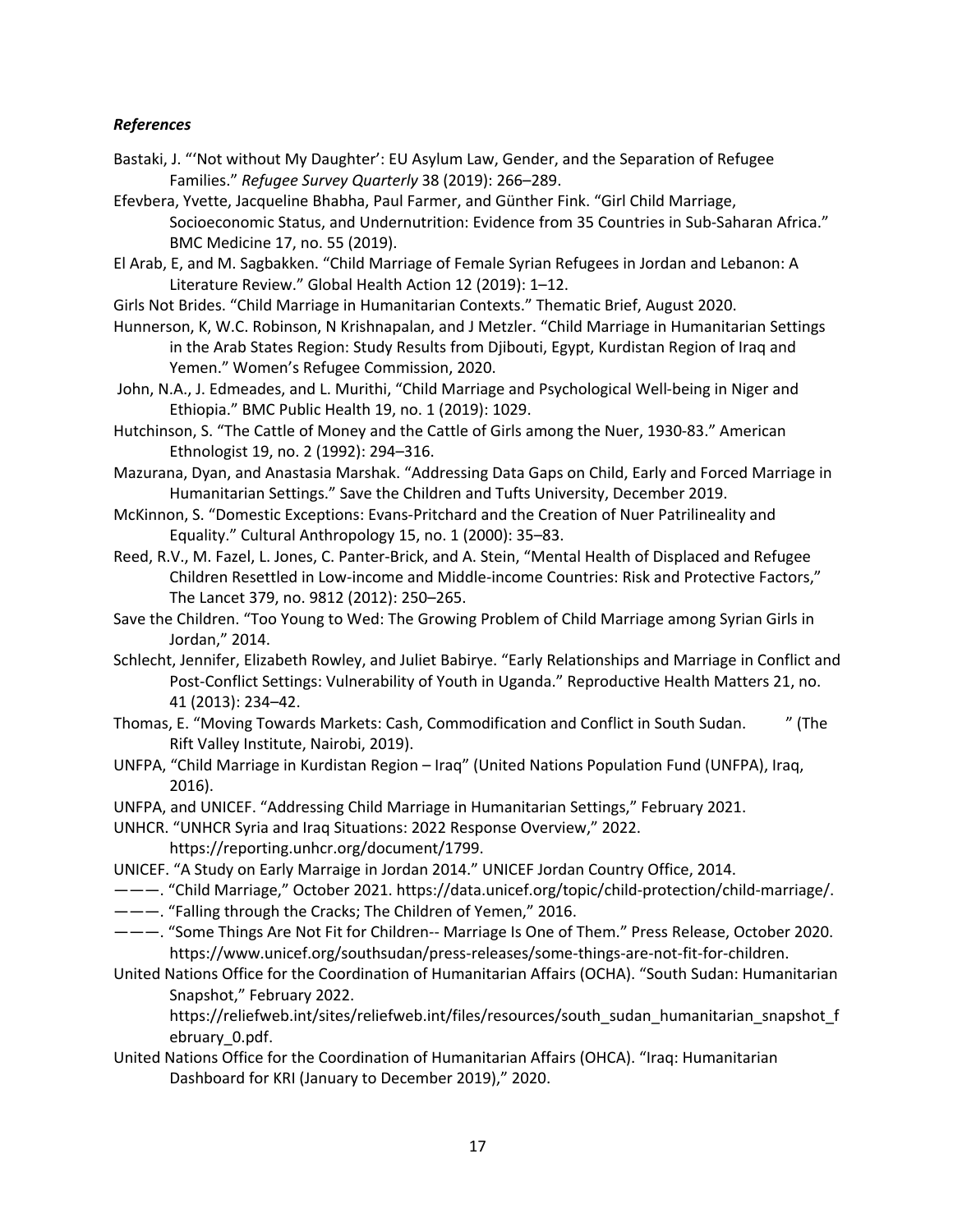### *References*

Bastaki, J. "'Not without My Daughter': EU Asylum Law, Gender, and the Separation of Refugee Families." *Refugee Survey Quarterly* 38 (2019): 266–289.

Efevbera, Yvette, Jacqueline Bhabha, Paul Farmer, and Günther Fink. "Girl Child Marriage, Socioeconomic Status, and Undernutrition: Evidence from 35 Countries in Sub-Saharan Africa." BMC Medicine 17, no. 55 (2019).

El Arab, E, and M. Sagbakken. "Child Marriage of Female Syrian Refugees in Jordan and Lebanon: A Literature Review." Global Health Action 12 (2019): 1–12.

Girls Not Brides. "Child Marriage in Humanitarian Contexts." Thematic Brief, August 2020.

Hunnerson, K, W.C. Robinson, N Krishnapalan, and J Metzler. "Child Marriage in Humanitarian Settings in the Arab States Region: Study Results from Djibouti, Egypt, Kurdistan Region of Iraq and Yemen." Women's Refugee Commission, 2020.

John, N.A., J. Edmeades, and L. Murithi, "Child Marriage and Psychological Well-being in Niger and Ethiopia." BMC Public Health 19, no. 1 (2019): 1029.

Hutchinson, S. "The Cattle of Money and the Cattle of Girls among the Nuer, 1930-83." American Ethnologist 19, no. 2 (1992): 294–316.

Mazurana, Dyan, and Anastasia Marshak. "Addressing Data Gaps on Child, Early and Forced Marriage in Humanitarian Settings." Save the Children and Tufts University, December 2019.

McKinnon, S. "Domestic Exceptions: Evans-Pritchard and the Creation of Nuer Patrilineality and Equality." Cultural Anthropology 15, no. 1 (2000): 35–83.

Reed, R.V., M. Fazel, L. Jones, C. Panter-Brick, and A. Stein, "Mental Health of Displaced and Refugee Children Resettled in Low-income and Middle-income Countries: Risk and Protective Factors," The Lancet 379, no. 9812 (2012): 250–265.

Save the Children. "Too Young to Wed: The Growing Problem of Child Marriage among Syrian Girls in Jordan," 2014.

Schlecht, Jennifer, Elizabeth Rowley, and Juliet Babirye. "Early Relationships and Marriage in Conflict and Post-Conflict Settings: Vulnerability of Youth in Uganda." Reproductive Health Matters 21, no. 41 (2013): 234–42.

Thomas, E. "Moving Towards Markets: Cash, Commodification and Conflict in South Sudan. " (The Rift Valley Institute, Nairobi, 2019).

UNFPA, "Child Marriage in Kurdistan Region – Iraq" (United Nations Population Fund (UNFPA), Iraq, 2016).

UNFPA, and UNICEF. "Addressing Child Marriage in Humanitarian Settings," February 2021.

UNHCR. "UNHCR Syria and Iraq Situations: 2022 Response Overview," 2022. https://reporting.unhcr.org/document/1799.

UNICEF. "A Study on Early Marraige in Jordan 2014." UNICEF Jordan Country Office, 2014.

———. "Child Marriage," October 2021. https://data.unicef.org/topic/child-protection/child-marriage/.

———. "Falling through the Cracks; The Children of Yemen," 2016.

———. "Some Things Are Not Fit for Children-- Marriage Is One of Them." Press Release, October 2020. https://www.unicef.org/southsudan/press-releases/some-things-are-not-fit-for-children.

United Nations Office for the Coordination of Humanitarian Affairs (OCHA). "South Sudan: Humanitarian Snapshot," February 2022. https://reliefweb.int/sites/reliefweb.int/files/resources/south_sudan_humanitarian_snapshot_february_0.pdf.

United Nations Office for the Coordination of Humanitarian Affairs (OHCA). "Iraq: Humanitarian Dashboard for KRI (January to December 2019)," 2020.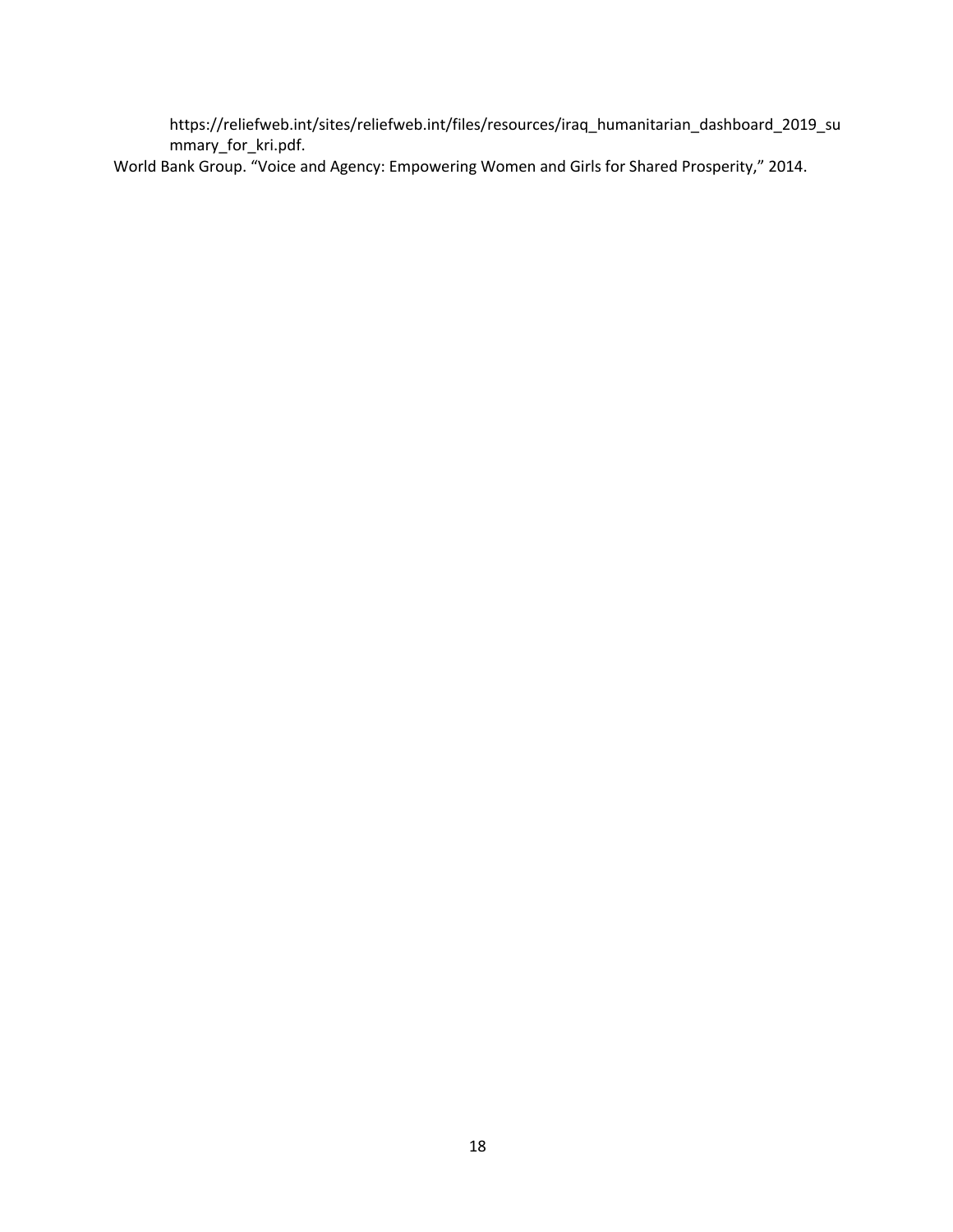https://reliefweb.int/sites/reliefweb.int/files/resources/iraq_humanitarian_dashboard_2019_summary_for_kri.pdf.

World Bank Group. "Voice and Agency: Empowering Women and Girls for Shared Prosperity," 2014.